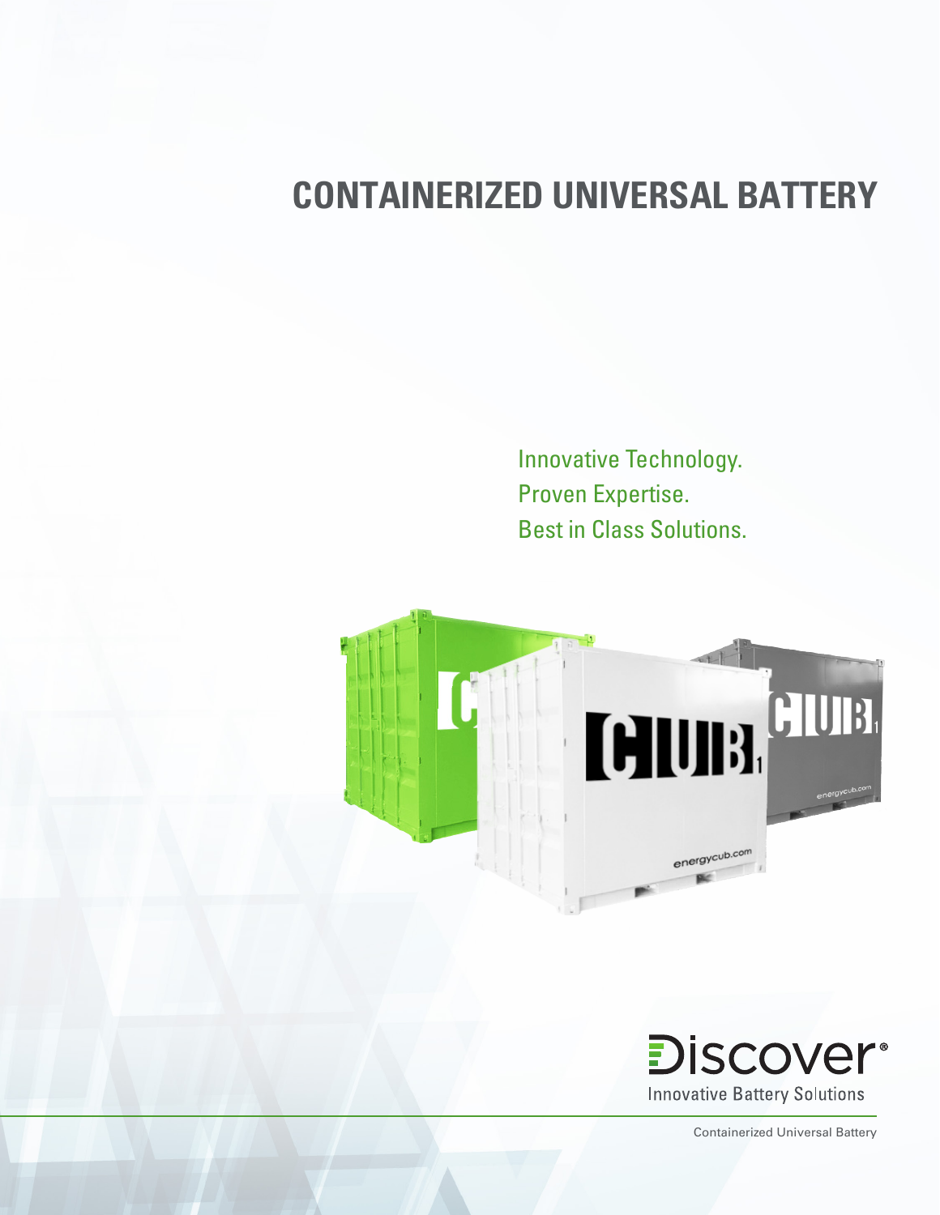# CONTAINERIZED UNIVERSAL BATTERY

Innovative Technology.
Proven Expertise.
Best in Class Solutions.

Discover®
Innovative Battery Solutions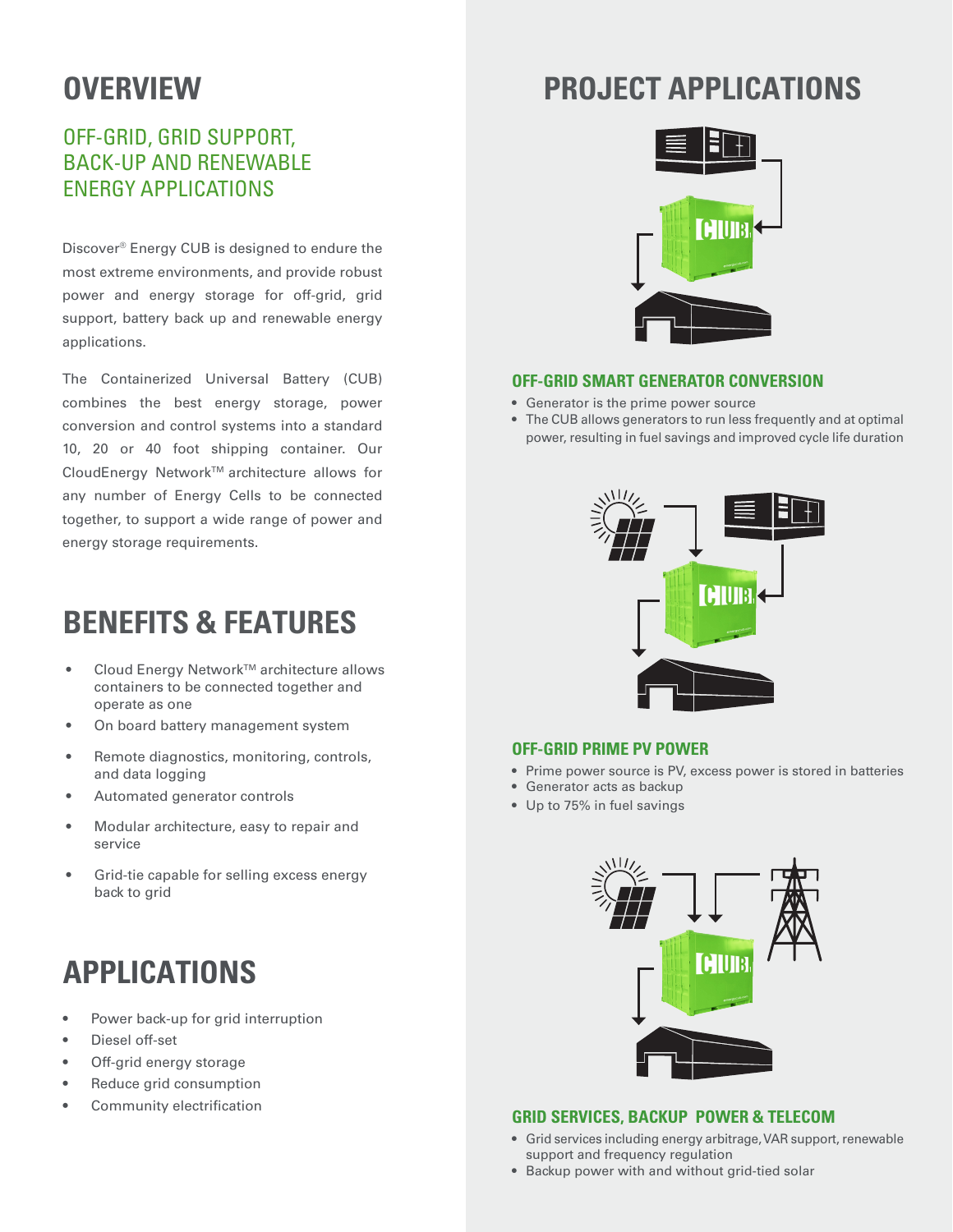## OVERVIEW

### OFF-GRID, GRID SUPPORT, BACK-UP AND RENEWABLE ENERGY APPLICATIONS

Discover® Energy CUB is designed to endure the most extreme environments, and provide robust power and energy storage for off-grid, grid support, battery back up and renewable energy applications.

The Containerized Universal Battery (CUB) combines the best energy storage, power conversion and control systems into a standard 10, 20 or 40 foot shipping container. Our CloudEnergy Network™ architecture allows for any number of Energy Cells to be connected together, to support a wide range of power and energy storage requirements.

## BENEFITS & FEATURES

- Cloud Energy Network™ architecture allows containers to be connected together and operate as one
- On board battery management system
- Remote diagnostics, monitoring, controls, and data logging
- Automated generator controls
- Modular architecture, easy to repair and service
- Grid-tie capable for selling excess energy back to grid

## APPLICATIONS

- Power back-up for grid interruption
- Diesel off-set
- Off-grid energy storage
- Reduce grid consumption
- Community electrification

## PROJECT APPLICATIONS

### OFF-GRID SMART GENERATOR CONVERSION

- Generator is the prime power source
- The CUB allows generators to run less frequently and at optimal power, resulting in fuel savings and improved cycle life duration

### OFF-GRID PRIME PV POWER

- Prime power source is PV, excess power is stored in batteries
- Generator acts as backup
- Up to 75% in fuel savings

### GRID SERVICES, BACKUP POWER & TELECOM

- Grid services including energy arbitrage, VAR support, renewable support and frequency regulation
- Backup power with and without grid-tied solar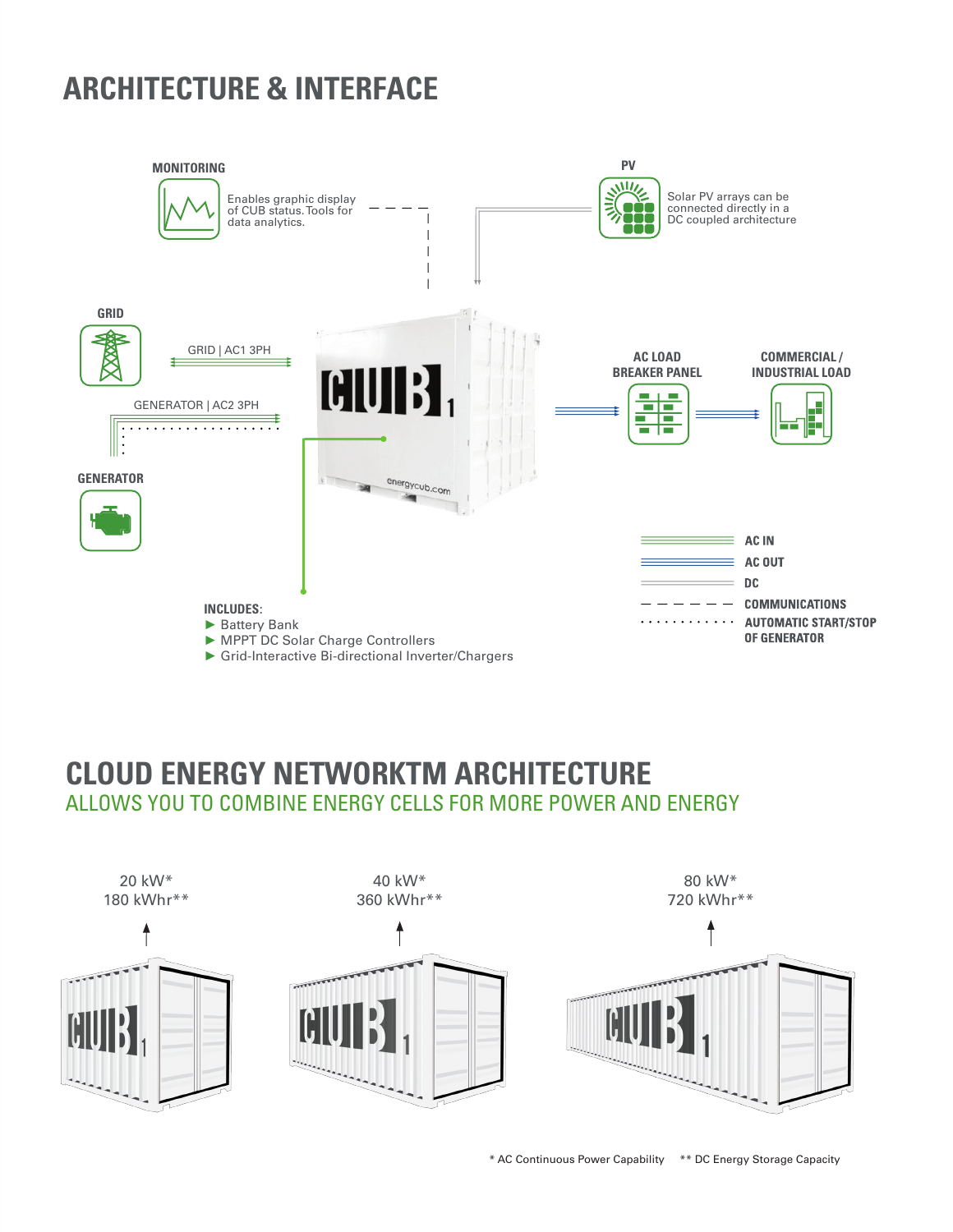## ARCHITECTURE & INTERFACE

**MONITORING**

Enables graphic display of CUB status. Tools for data analytics.

**PV**

Solar PV arrays can be connected directly in a DC coupled architecture

**GRID**

GRID | AC1 3PH

GENERATOR | AC2 3PH

**GENERATOR**

**AC LOAD BREAKER PANEL**

**COMMERCIAL / INDUSTRIAL LOAD**

**AC IN**

**AC OUT**

**DC**

**COMMUNICATIONS**

**AUTOMATIC START/STOP OF GENERATOR**

**INCLUDES:**

- Battery Bank
- MPPT DC Solar Charge Controllers
- Grid-Interactive Bi-directional Inverter/Chargers

## CLOUD ENERGY NETWORKTM ARCHITECTURE

ALLOWS YOU TO COMBINE ENERGY CELLS FOR MORE POWER AND ENERGY

20 kW*
180 kWhr**

40 kW*
360 kWhr**

80 kW*
720 kWhr**

\* AC Continuous Power Capability    ** DC Energy Storage Capacity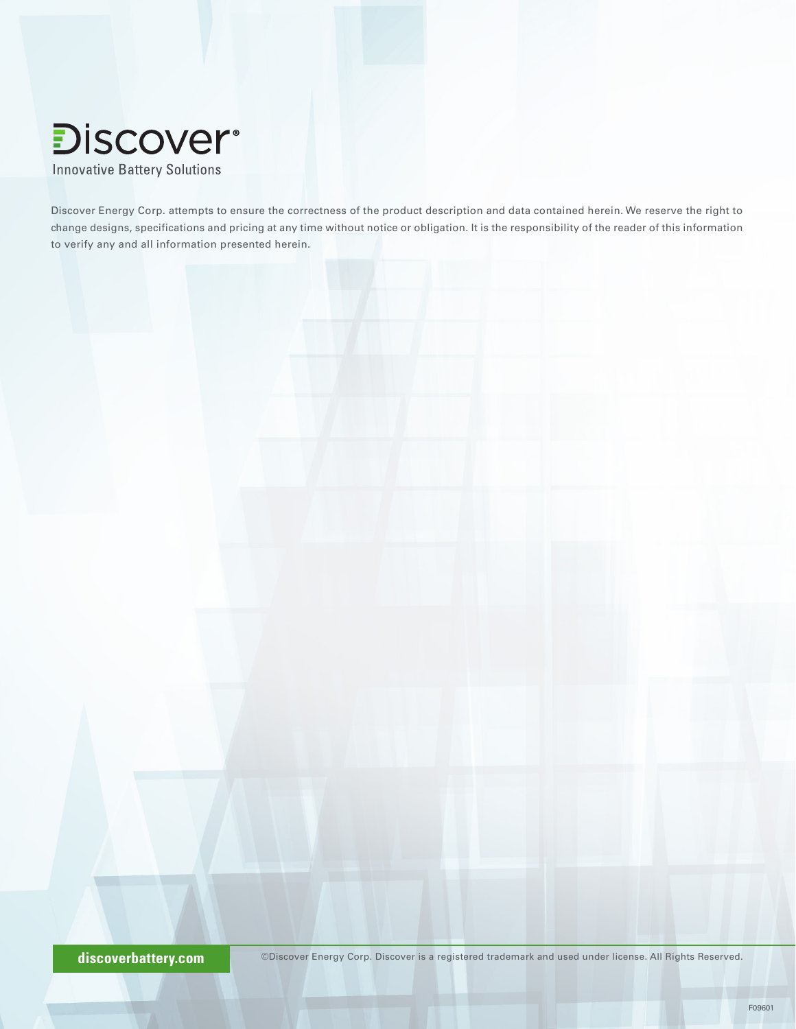Discover®

Innovative Battery Solutions

Discover Energy Corp. attempts to ensure the correctness of the product description and data contained herein. We reserve the right to change designs, specifications and pricing at any time without notice or obligation. It is the responsibility of the reader of this information to verify any and all information presented herein.

**discoverbattery.com**

©Discover Energy Corp. Discover is a registered trademark and used under license. All Rights Reserved.

F09601